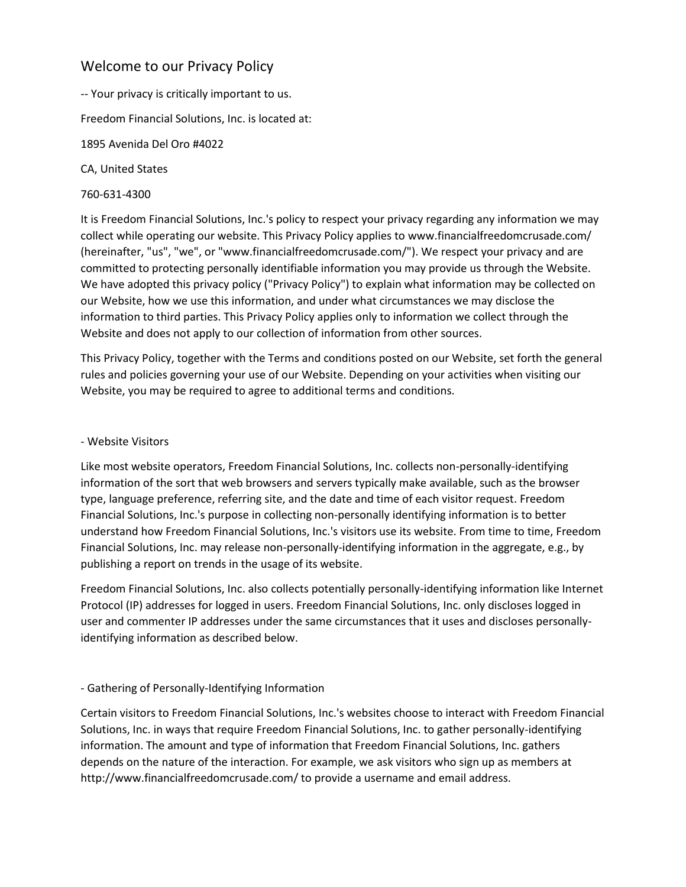# Welcome to our Privacy Policy

-- Your privacy is critically important to us.

Freedom Financial Solutions, Inc. is located at:

1895 Avenida Del Oro #4022

CA, United States

760-631-4300

It is Freedom Financial Solutions, Inc.'s policy to respect your privacy regarding any information we may collect while operating our website. This Privacy Policy applies to www.financialfreedomcrusade.com/ (hereinafter, "us", "we", or "www.financialfreedomcrusade.com/"). We respect your privacy and are committed to protecting personally identifiable information you may provide us through the Website. We have adopted this privacy policy ("Privacy Policy") to explain what information may be collected on our Website, how we use this information, and under what circumstances we may disclose the information to third parties. This Privacy Policy applies only to information we collect through the Website and does not apply to our collection of information from other sources.

This Privacy Policy, together with the Terms and conditions posted on our Website, set forth the general rules and policies governing your use of our Website. Depending on your activities when visiting our Website, you may be required to agree to additional terms and conditions.

## - Website Visitors

Like most website operators, Freedom Financial Solutions, Inc. collects non-personally-identifying information of the sort that web browsers and servers typically make available, such as the browser type, language preference, referring site, and the date and time of each visitor request. Freedom Financial Solutions, Inc.'s purpose in collecting non-personally identifying information is to better understand how Freedom Financial Solutions, Inc.'s visitors use its website. From time to time, Freedom Financial Solutions, Inc. may release non-personally-identifying information in the aggregate, e.g., by publishing a report on trends in the usage of its website.

Freedom Financial Solutions, Inc. also collects potentially personally-identifying information like Internet Protocol (IP) addresses for logged in users. Freedom Financial Solutions, Inc. only discloses logged in user and commenter IP addresses under the same circumstances that it uses and discloses personally-identifying information as described below.

## - Gathering of Personally-Identifying Information

Certain visitors to Freedom Financial Solutions, Inc.'s websites choose to interact with Freedom Financial Solutions, Inc. in ways that require Freedom Financial Solutions, Inc. to gather personally-identifying information. The amount and type of information that Freedom Financial Solutions, Inc. gathers depends on the nature of the interaction. For example, we ask visitors who sign up as members at http://www.financialfreedomcrusade.com/ to provide a username and email address.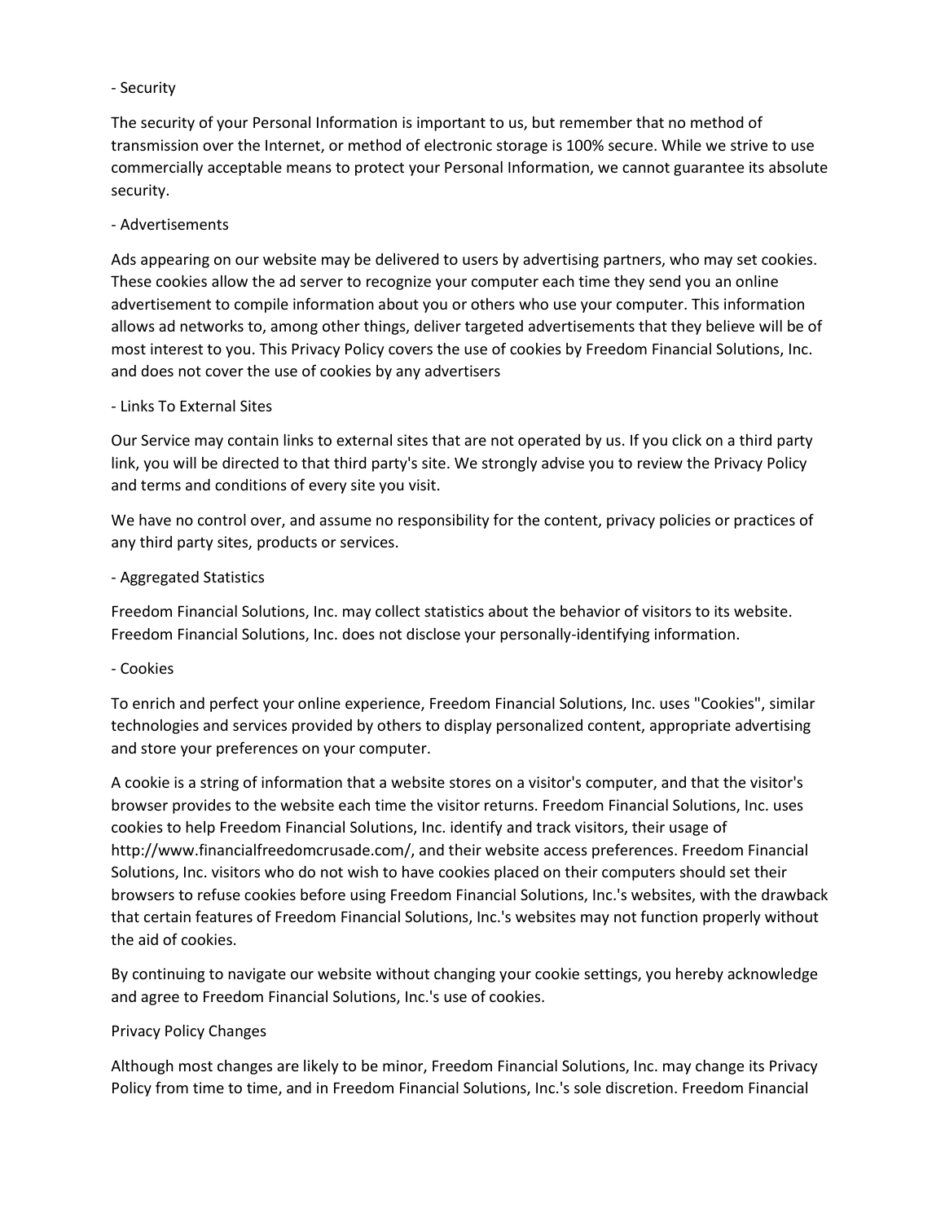- Security

The security of your Personal Information is important to us, but remember that no method of transmission over the Internet, or method of electronic storage is 100% secure. While we strive to use commercially acceptable means to protect your Personal Information, we cannot guarantee its absolute security.

- Advertisements

Ads appearing on our website may be delivered to users by advertising partners, who may set cookies. These cookies allow the ad server to recognize your computer each time they send you an online advertisement to compile information about you or others who use your computer. This information allows ad networks to, among other things, deliver targeted advertisements that they believe will be of most interest to you. This Privacy Policy covers the use of cookies by Freedom Financial Solutions, Inc. and does not cover the use of cookies by any advertisers

- Links To External Sites

Our Service may contain links to external sites that are not operated by us. If you click on a third party link, you will be directed to that third party's site. We strongly advise you to review the Privacy Policy and terms and conditions of every site you visit.

We have no control over, and assume no responsibility for the content, privacy policies or practices of any third party sites, products or services.

- Aggregated Statistics

Freedom Financial Solutions, Inc. may collect statistics about the behavior of visitors to its website. Freedom Financial Solutions, Inc. does not disclose your personally-identifying information.

- Cookies

To enrich and perfect your online experience, Freedom Financial Solutions, Inc. uses "Cookies", similar technologies and services provided by others to display personalized content, appropriate advertising and store your preferences on your computer.

A cookie is a string of information that a website stores on a visitor's computer, and that the visitor's browser provides to the website each time the visitor returns. Freedom Financial Solutions, Inc. uses cookies to help Freedom Financial Solutions, Inc. identify and track visitors, their usage of http://www.financialfreedomcrusade.com/, and their website access preferences. Freedom Financial Solutions, Inc. visitors who do not wish to have cookies placed on their computers should set their browsers to refuse cookies before using Freedom Financial Solutions, Inc.'s websites, with the drawback that certain features of Freedom Financial Solutions, Inc.'s websites may not function properly without the aid of cookies.

By continuing to navigate our website without changing your cookie settings, you hereby acknowledge and agree to Freedom Financial Solutions, Inc.'s use of cookies.

Privacy Policy Changes

Although most changes are likely to be minor, Freedom Financial Solutions, Inc. may change its Privacy Policy from time to time, and in Freedom Financial Solutions, Inc.'s sole discretion. Freedom Financial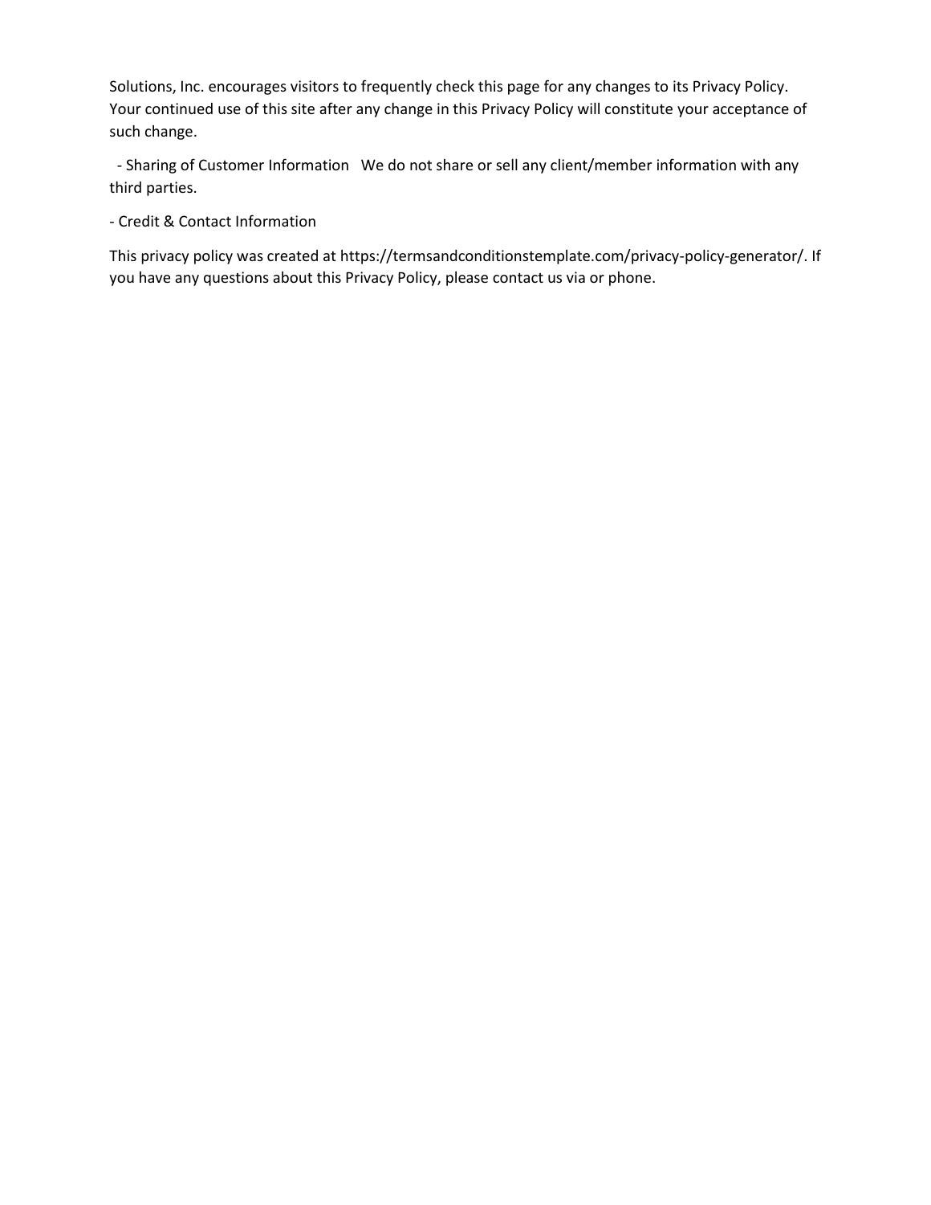Solutions, Inc. encourages visitors to frequently check this page for any changes to its Privacy Policy. Your continued use of this site after any change in this Privacy Policy will constitute your acceptance of such change.

- Sharing of Customer Information   We do not share or sell any client/member information with any third parties.

- Credit & Contact Information

This privacy policy was created at https://termsandconditionstemplate.com/privacy-policy-generator/. If you have any questions about this Privacy Policy, please contact us via or phone.